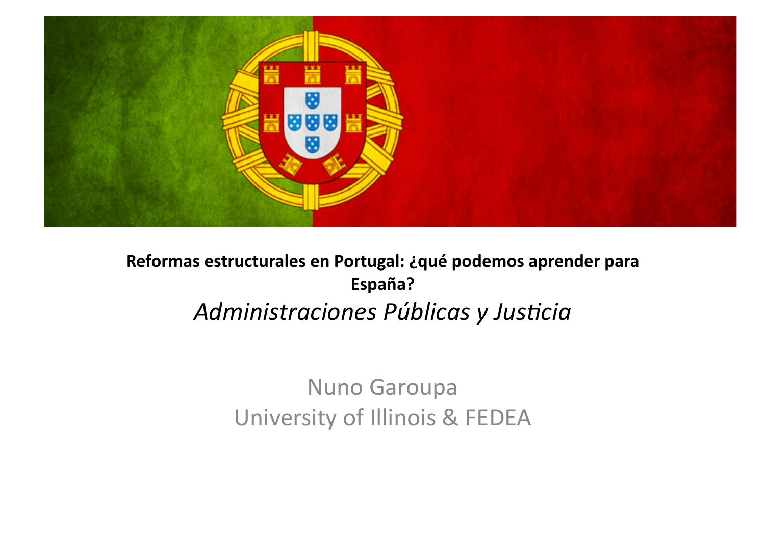# Reformas estructurales en Portugal: ¿qué podemos aprender para España?

## *Administraciones Públicas y Justicia*

Nuno Garoupa
University of Illinois & FEDEA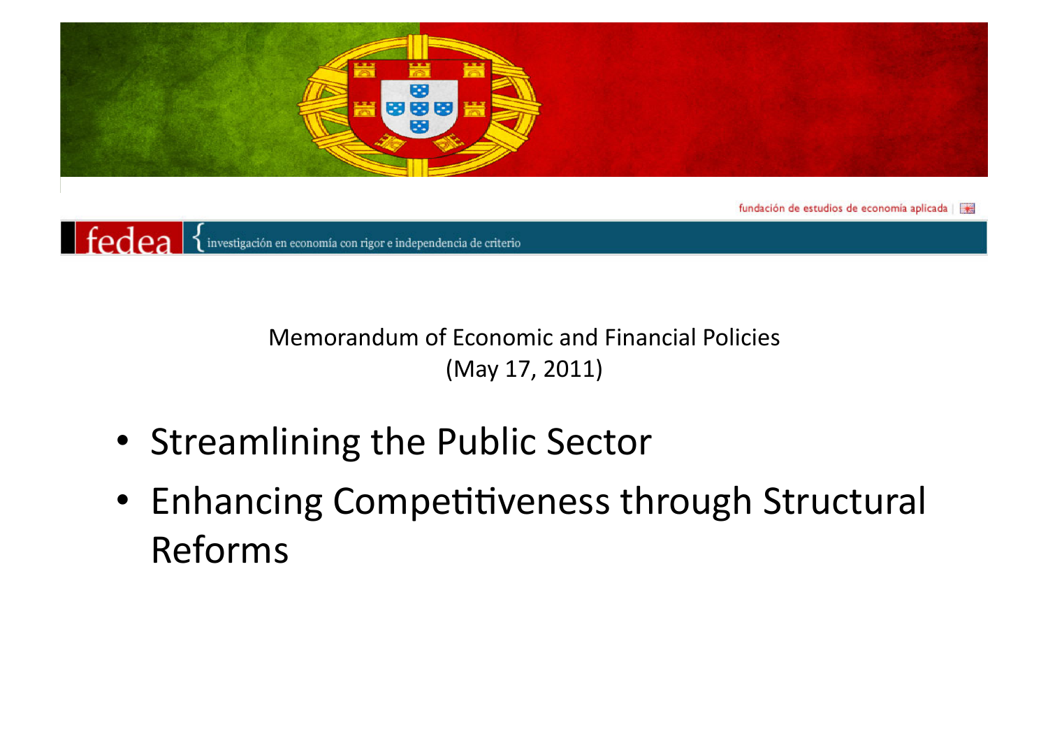Memorandum of Economic and Financial Policies
(May 17, 2011)

- Streamlining the Public Sector
- Enhancing Competitiveness through Structural Reforms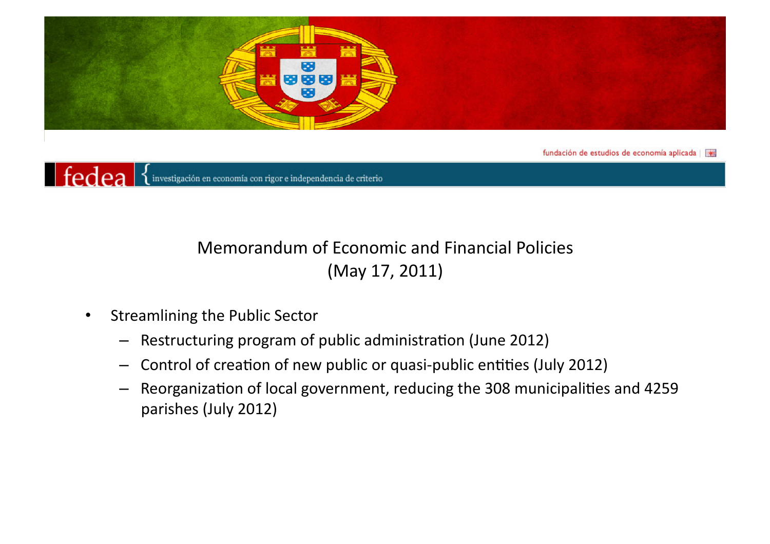Memorandum of Economic and Financial Policies
(May 17, 2011)

- Streamlining the Public Sector
  - Restructuring program of public administration (June 2012)
  - Control of creation of new public or quasi-public entities (July 2012)
  - Reorganization of local government, reducing the 308 municipalities and 4259 parishes (July 2012)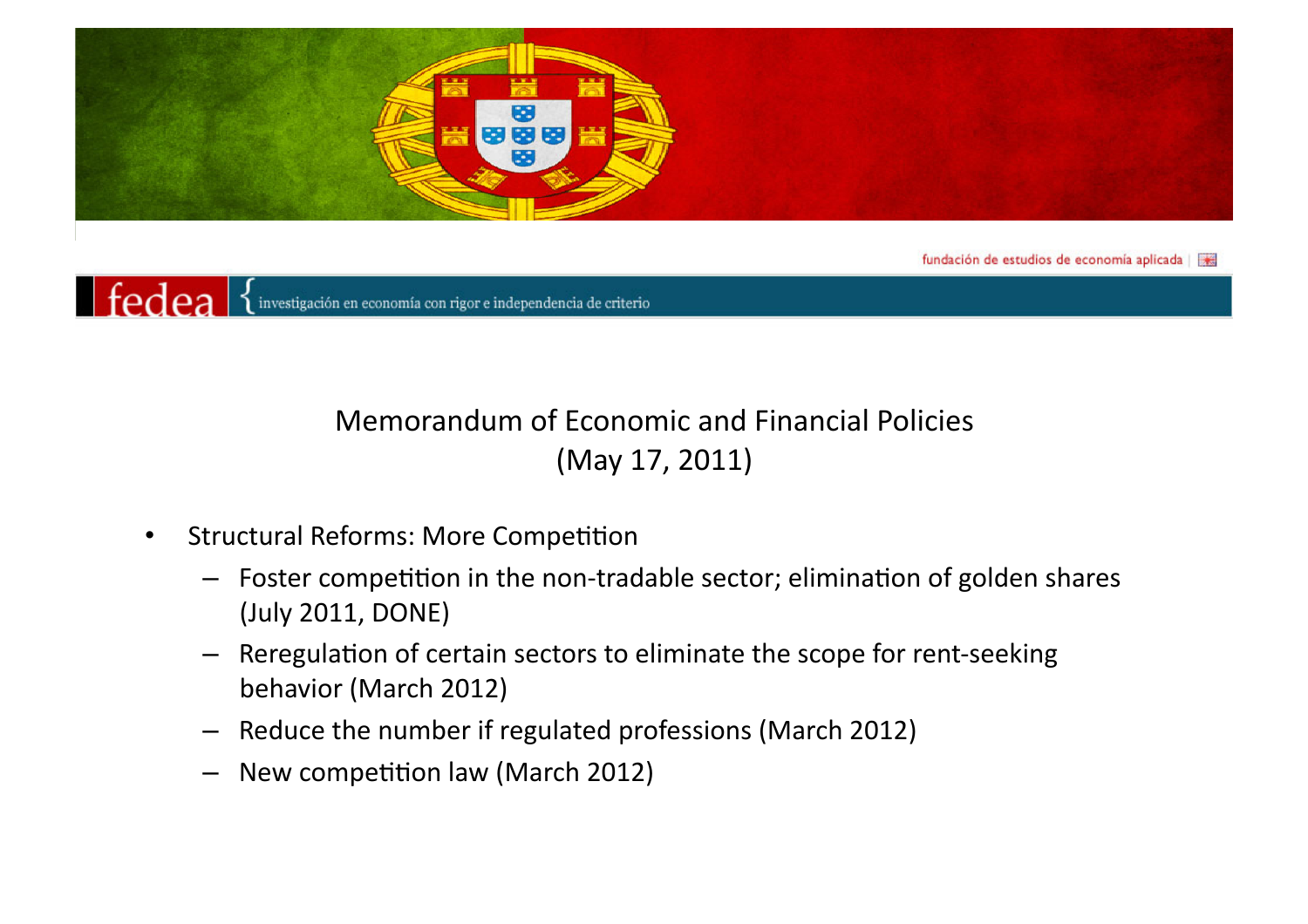Memorandum of Economic and Financial Policies
(May 17, 2011)

- Structural Reforms: More Competition
  - Foster competition in the non-tradable sector; elimination of golden shares (July 2011, DONE)
  - Reregulation of certain sectors to eliminate the scope for rent-seeking behavior (March 2012)
  - Reduce the number if regulated professions (March 2012)
  - New competition law (March 2012)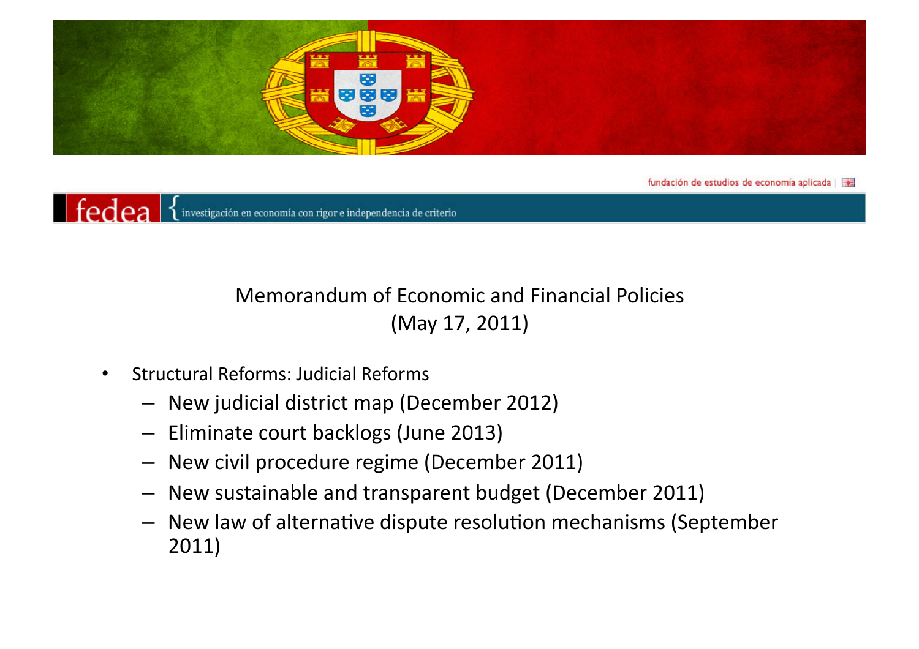Memorandum of Economic and Financial Policies
(May 17, 2011)

- Structural Reforms: Judicial Reforms
  - New judicial district map (December 2012)
  - Eliminate court backlogs (June 2013)
  - New civil procedure regime (December 2011)
  - New sustainable and transparent budget (December 2011)
  - New law of alternative dispute resolution mechanisms (September 2011)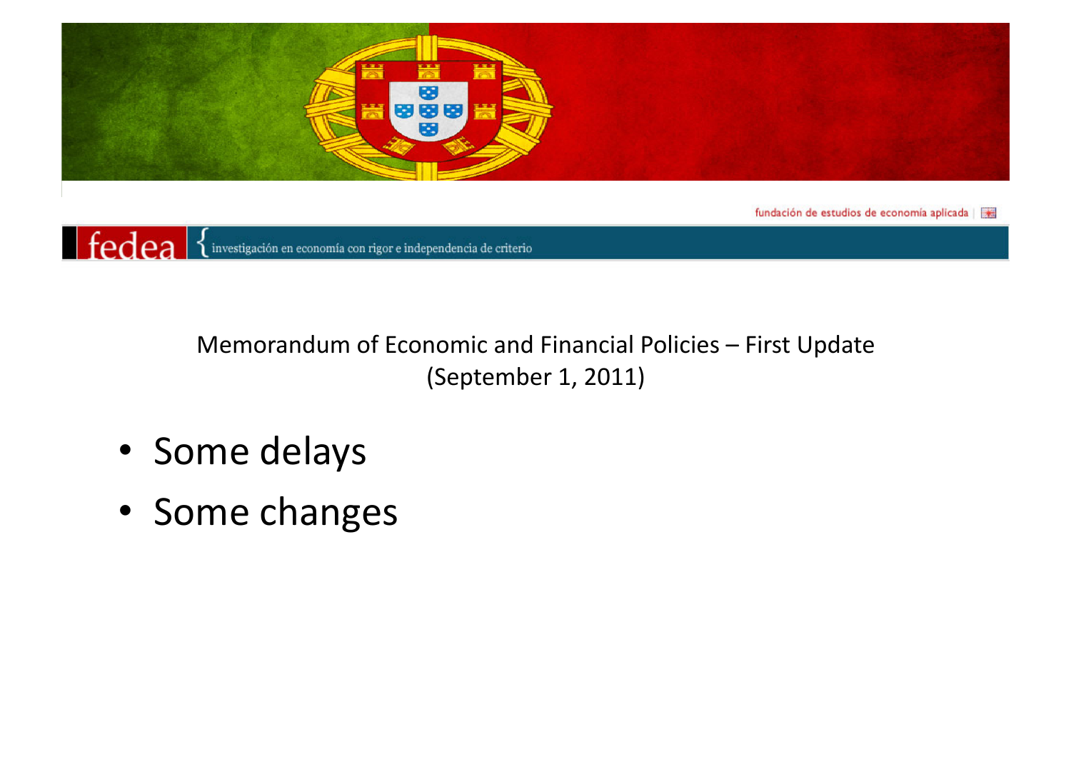Memorandum of Economic and Financial Policies – First Update
(September 1, 2011)

- Some delays
- Some changes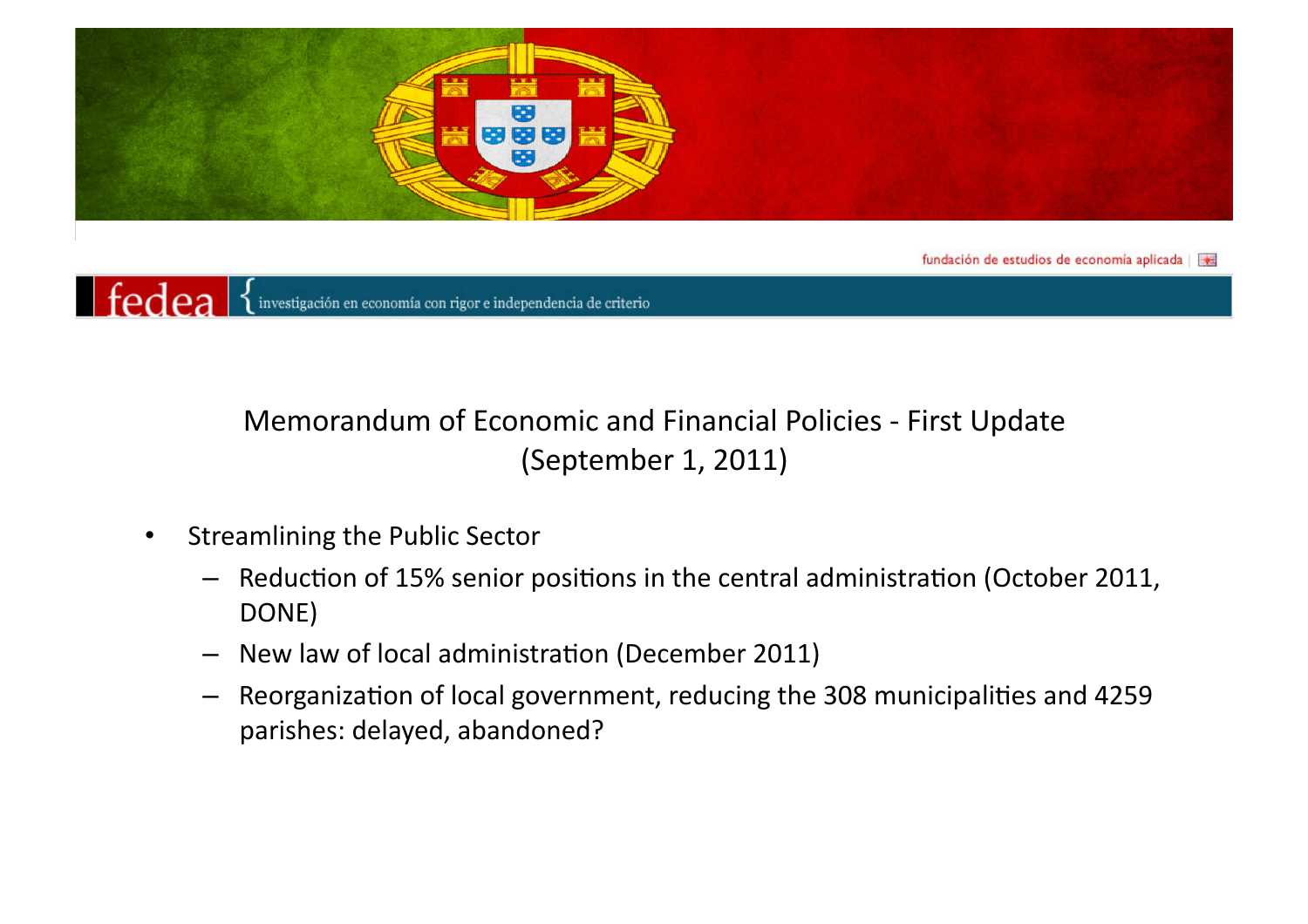## Memorandum of Economic and Financial Policies - First Update (September 1, 2011)

- Streamlining the Public Sector
  - Reduction of 15% senior positions in the central administration (October 2011, DONE)
  - New law of local administration (December 2011)
  - Reorganization of local government, reducing the 308 municipalities and 4259 parishes: delayed, abandoned?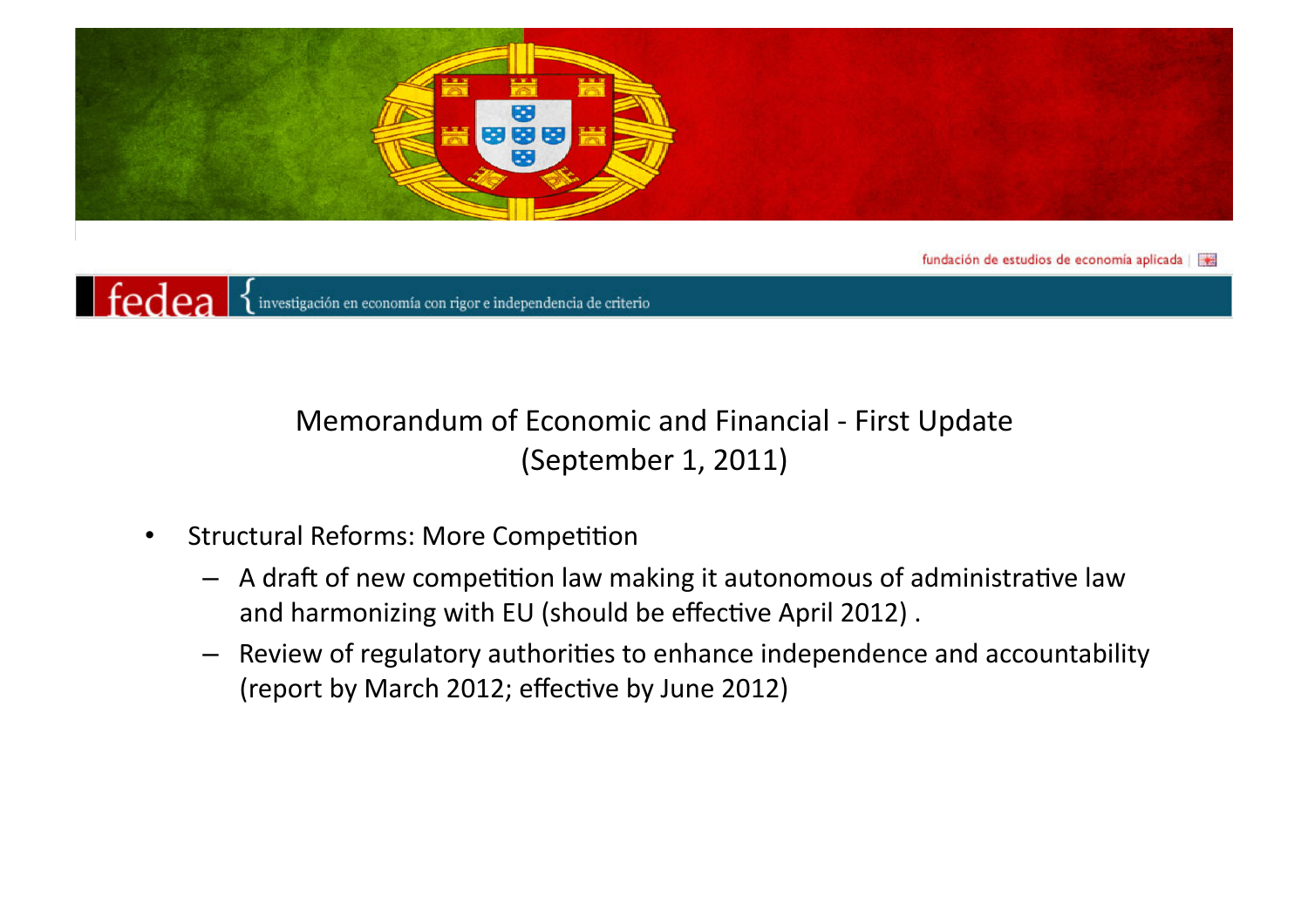fundación de estudios de economía aplicada

fedea { investigación en economía con rigor e independencia de criterio

Memorandum of Economic and Financial - First Update
(September 1, 2011)

- Structural Reforms: More Competition
  - A draft of new competition law making it autonomous of administrative law and harmonizing with EU (should be effective April 2012) .
  - Review of regulatory authorities to enhance independence and accountability (report by March 2012; effective by June 2012)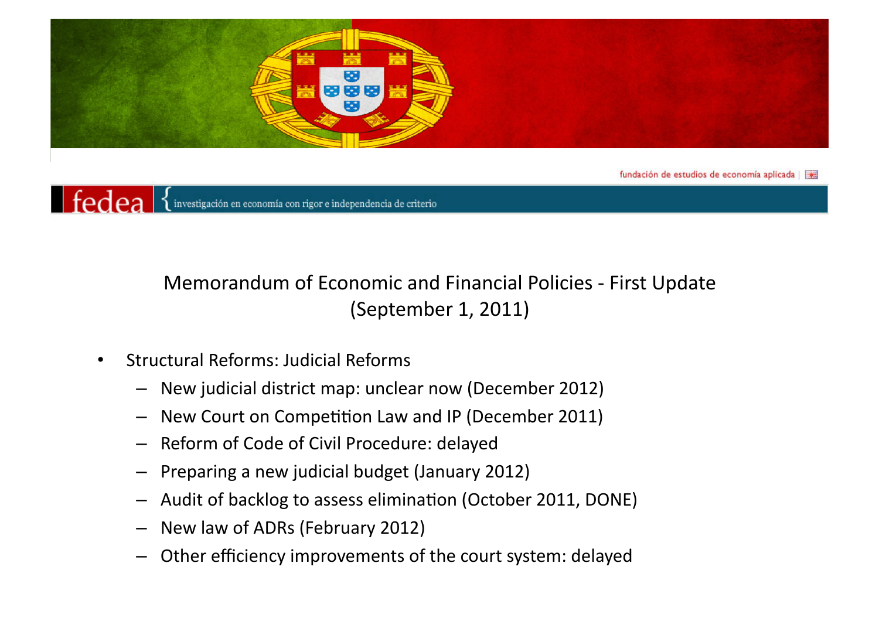## Memorandum of Economic and Financial Policies - First Update (September 1, 2011)

- Structural Reforms: Judicial Reforms
  - New judicial district map: unclear now (December 2012)
  - New Court on Competition Law and IP (December 2011)
  - Reform of Code of Civil Procedure: delayed
  - Preparing a new judicial budget (January 2012)
  - Audit of backlog to assess elimination (October 2011, DONE)
  - New law of ADRs (February 2012)
  - Other efficiency improvements of the court system: delayed